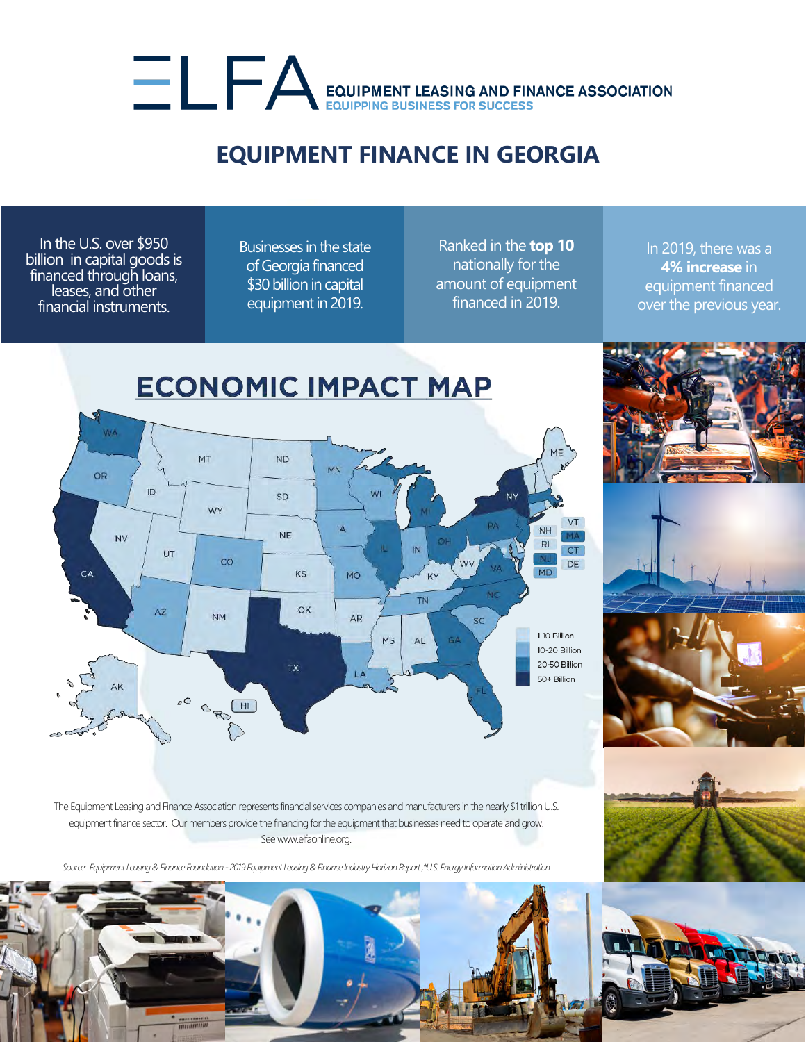# ELFA EQUIPMENT LEASING AND FINANCE ASSOCIATION

EQUIPPING BUSINESS FOR SUCCESS

## EQUIPMENT FINANCE IN GEORGIA

In the U.S. over $950 billion in capital goods is financed through loans, leases, and other financial instruments.

Businesses in the state of Georgia financed $30 billion in capital equipment in 2019.

Ranked in the **top 10** nationally for the amount of equipment financed in 2019.

In 2019, there was a **4% increase** in equipment financed over the previous year.

## ECONOMIC IMPACT MAP

- 1-10 Billion
- 10-20 Billion
- 20-50 Billion
- 50+ Billion

The Equipment Leasing and Finance Association represents financial services companies and manufacturers in the nearly $1 trillion U.S. equipment finance sector. Our members provide the financing for the equipment that businesses need to operate and grow. See www.elfaonline.org.

*Source: Equipment Leasing & Finance Foundation - 2019 Equipment Leasing & Finance Industry Horizon Report, *U.S. Energy Information Administration*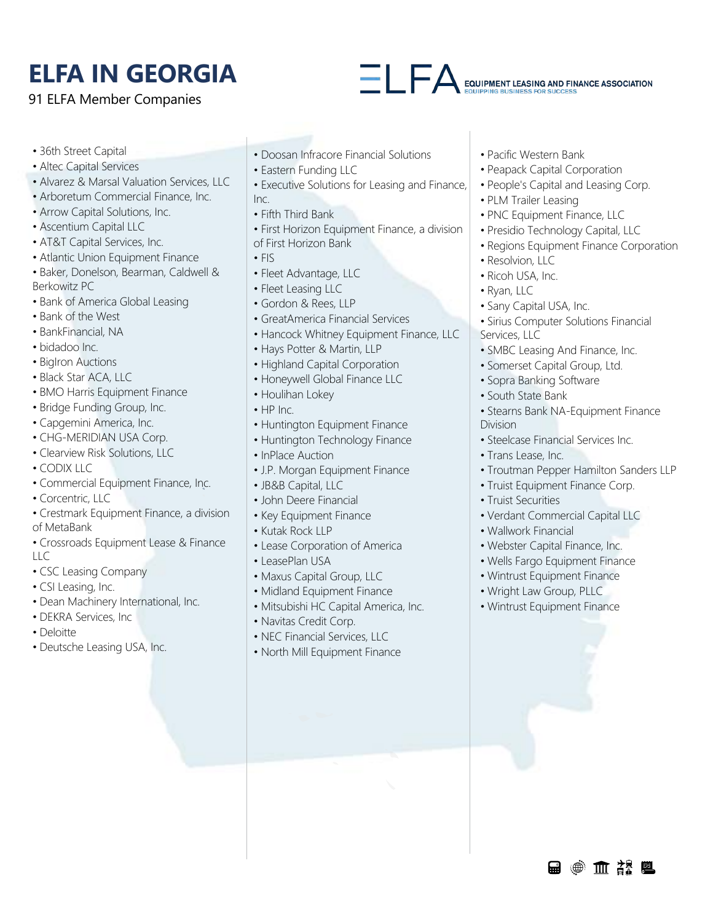# ELFA IN GEORGIA

91 ELFA Member Companies

EQUIPMENT LEASING AND FINANCE ASSOCIATION
EQUIPPING BUSINESS FOR SUCCESS

- 36th Street Capital
- Altec Capital Services
- Alvarez & Marsal Valuation Services, LLC
- Arboretum Commercial Finance, Inc.
- Arrow Capital Solutions, Inc.
- Ascentium Capital LLC
- AT&T Capital Services, Inc.
- Atlantic Union Equipment Finance
- Baker, Donelson, Bearman, Caldwell & Berkowitz PC
- Bank of America Global Leasing
- Bank of the West
- BankFinancial, NA
- bidadoo Inc.
- BigIron Auctions
- Black Star ACA, LLC
- BMO Harris Equipment Finance
- Bridge Funding Group, Inc.
- Capgemini America, Inc.
- CHG-MERIDIAN USA Corp.
- Clearview Risk Solutions, LLC
- CODIX LLC
- Commercial Equipment Finance, Inc.
- Corcentric, LLC
- Crestmark Equipment Finance, a division of MetaBank
- Crossroads Equipment Lease & Finance LLC
- CSC Leasing Company
- CSI Leasing, Inc.
- Dean Machinery International, Inc.
- DEKRA Services, Inc
- Deloitte
- Deutsche Leasing USA, Inc.
- Doosan Infracore Financial Solutions
- Eastern Funding LLC
- Executive Solutions for Leasing and Finance, Inc.
- Fifth Third Bank
- First Horizon Equipment Finance, a division of First Horizon Bank
- FIS
- Fleet Advantage, LLC
- Fleet Leasing LLC
- Gordon & Rees, LLP
- GreatAmerica Financial Services
- Hancock Whitney Equipment Finance, LLC
- Hays Potter & Martin, LLP
- Highland Capital Corporation
- Honeywell Global Finance LLC
- Houlihan Lokey
- HP Inc.
- Huntington Equipment Finance
- Huntington Technology Finance
- InPlace Auction
- J.P. Morgan Equipment Finance
- JB&B Capital, LLC
- John Deere Financial
- Key Equipment Finance
- Kutak Rock LLP
- Lease Corporation of America
- LeasePlan USA
- Maxus Capital Group, LLC
- Midland Equipment Finance
- Mitsubishi HC Capital America, Inc.
- Navitas Credit Corp.
- NEC Financial Services, LLC
- North Mill Equipment Finance
- Pacific Western Bank
- Peapack Capital Corporation
- People's Capital and Leasing Corp.
- PLM Trailer Leasing
- PNC Equipment Finance, LLC
- Presidio Technology Capital, LLC
- Regions Equipment Finance Corporation
- Resolvion, LLC
- Ricoh USA, Inc.
- Ryan, LLC
- Sany Capital USA, Inc.
- Sirius Computer Solutions Financial Services, LLC
- SMBC Leasing And Finance, Inc.
- Somerset Capital Group, Ltd.
- Sopra Banking Software
- South State Bank
- Stearns Bank NA-Equipment Finance Division
- Steelcase Financial Services Inc.
- Trans Lease, Inc.
- Troutman Pepper Hamilton Sanders LLP
- Truist Equipment Finance Corp.
- Truist Securities
- Verdant Commercial Capital LLC
- Wallwork Financial
- Webster Capital Finance, Inc.
- Wells Fargo Equipment Finance
- Wintrust Equipment Finance
- Wright Law Group, PLLC
- Wintrust Equipment Finance